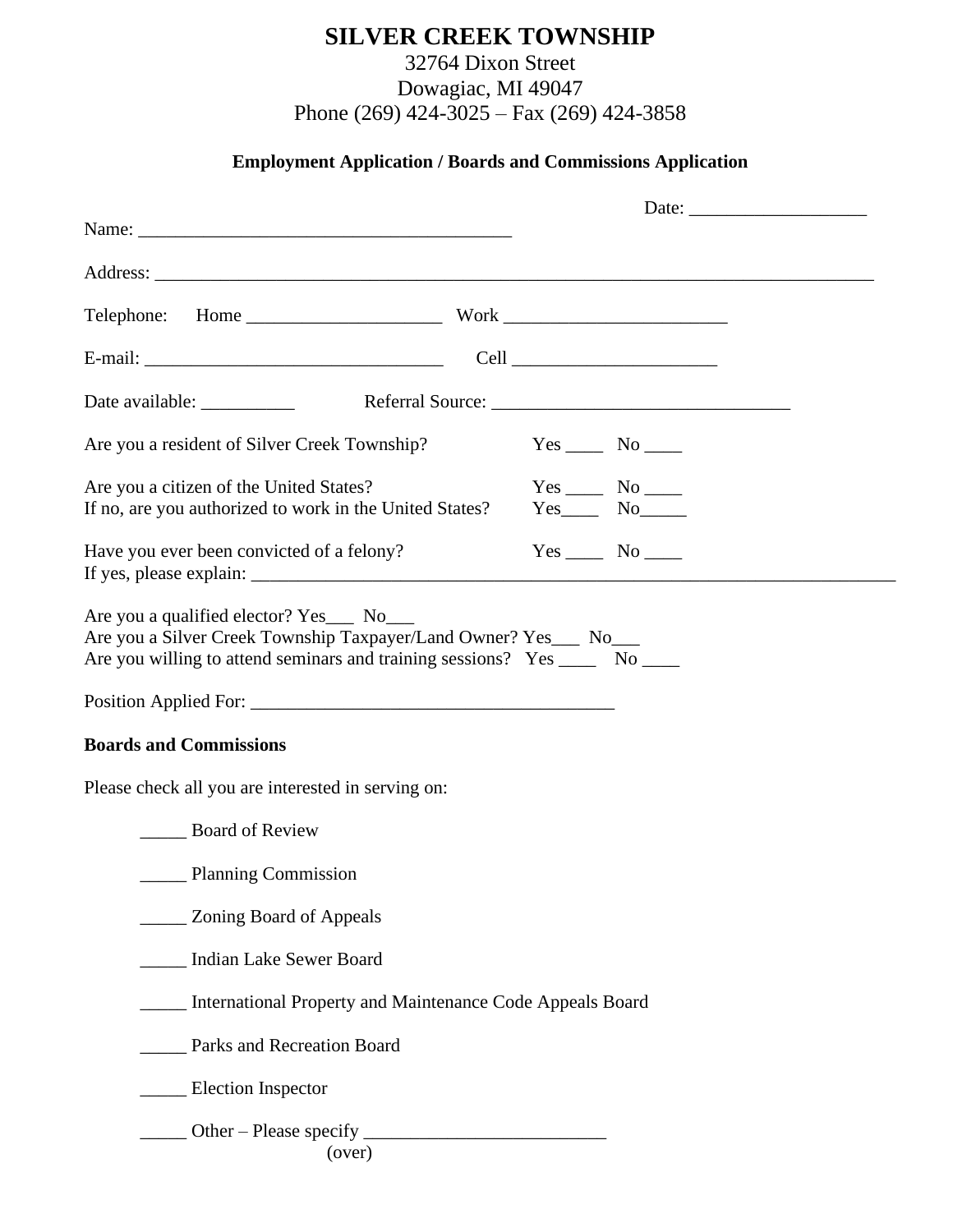# SILVER CREEK TOWNSHIP

32764 Dixon Street
Dowagiac, MI 49047
Phone (269) 424-3025 – Fax (269) 424-3858

**Employment Application / Boards and Commissions Application**

Date: ___________________

Name: _________________________________________

Address: ______________________________________________________________________________

Telephone: Home _____________________ Work ________________________

E-mail: ________________________________ Cell ______________________

Date available: __________ Referral Source: ________________________________

Are you a resident of Silver Creek Township? Yes ____ No ____

Are you a citizen of the United States? Yes ____ No ____
If no, are you authorized to work in the United States? Yes____ No_____

Have you ever been convicted of a felony? Yes ____ No ____
If yes, please explain: _________________________________________________________________________

Are you a qualified elector? Yes___ No___
Are you a Silver Creek Township Taxpayer/Land Owner? Yes___ No___
Are you willing to attend seminars and training sessions? Yes ____ No ____

Position Applied For: _______________________________________

**Boards and Commissions**

Please check all you are interested in serving on:

_____ Board of Review

_____ Planning Commission

_____ Zoning Board of Appeals

_____ Indian Lake Sewer Board

_____ International Property and Maintenance Code Appeals Board

_____ Parks and Recreation Board

_____ Election Inspector

_____ Other – Please specify _________________________

(over)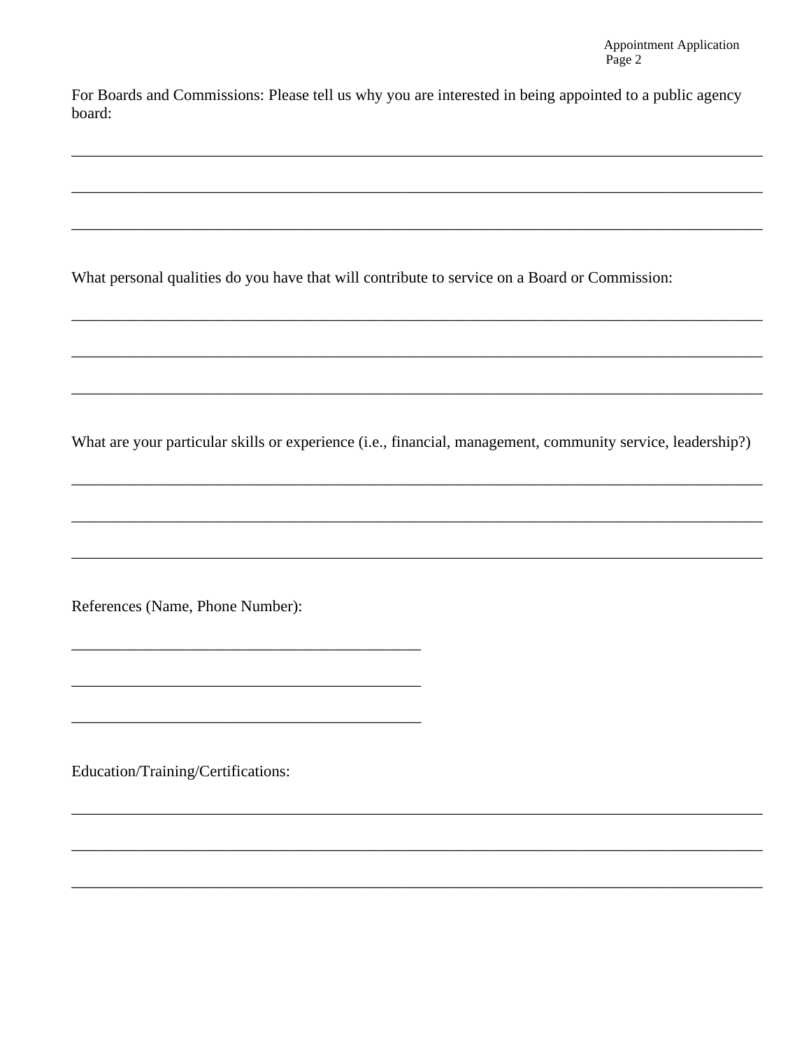For Boards and Commissions: Please tell us why you are interested in being appointed to a public agency board:

______________________________________________________________________________

______________________________________________________________________________

______________________________________________________________________________

What personal qualities do you have that will contribute to service on a Board or Commission:

______________________________________________________________________________

______________________________________________________________________________

______________________________________________________________________________

What are your particular skills or experience (i.e., financial, management, community service, leadership?)

______________________________________________________________________________

______________________________________________________________________________

______________________________________________________________________________

References (Name, Phone Number):

________________________________________

________________________________________

________________________________________

Education/Training/Certifications:

______________________________________________________________________________

______________________________________________________________________________

______________________________________________________________________________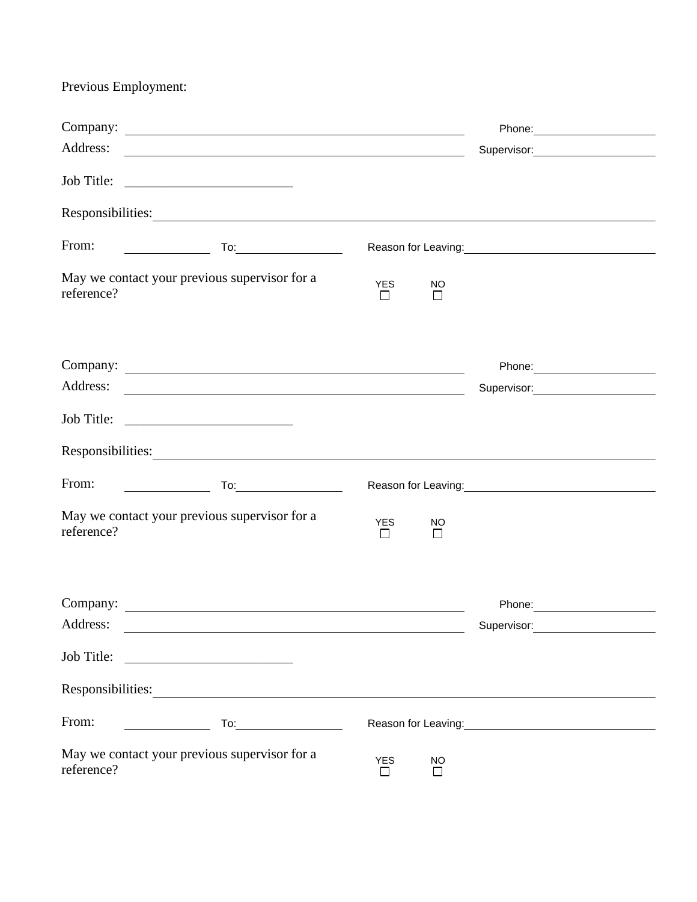Previous Employment:

Company: ______________________________ Phone: ______________

Address: ______________________________ Supervisor: ______________

Job Title: ______________

Responsibilities: ______________________________

From: __________ To: __________ Reason for Leaving: ______________

May we contact your previous supervisor for a reference? YES ☐ NO ☐

Company: ______________________________ Phone: ______________

Address: ______________________________ Supervisor: ______________

Job Title: ______________

Responsibilities: ______________________________

From: __________ To: __________ Reason for Leaving: ______________

May we contact your previous supervisor for a reference? YES ☐ NO ☐

Company: ______________________________ Phone: ______________

Address: ______________________________ Supervisor: ______________

Job Title: ______________

Responsibilities: ______________________________

From: __________ To: __________ Reason for Leaving: ______________

May we contact your previous supervisor for a reference? YES ☐ NO ☐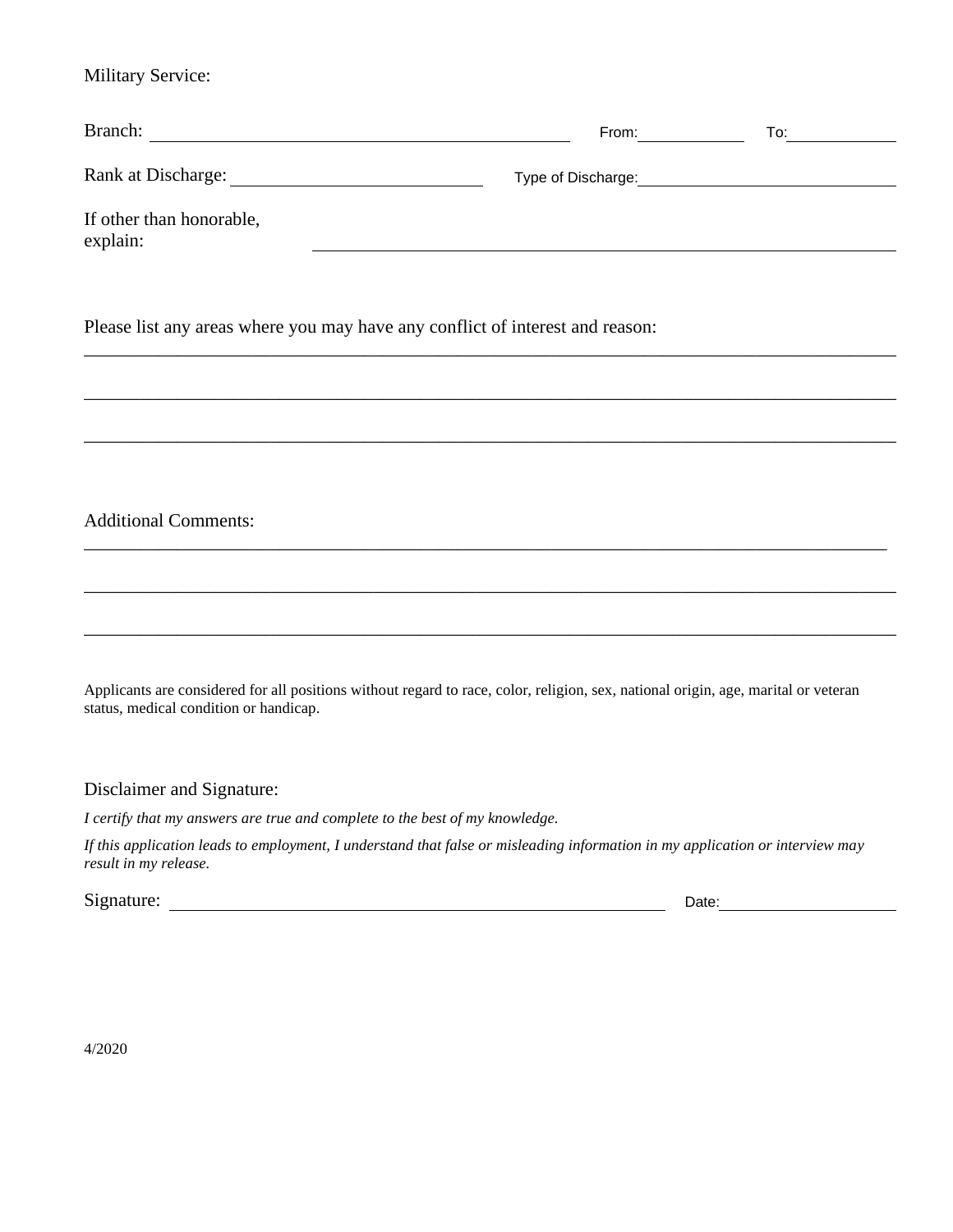Military Service:

Branch: ______________________________ From: __________ To: __________

Rank at Discharge: __________________ Type of Discharge: ______________________

If other than honorable, explain: ______________________________________________

Please list any areas where you may have any conflict of interest and reason:

______________________________________________________________________________

______________________________________________________________________________

______________________________________________________________________________

Additional Comments:

______________________________________________________________________________

______________________________________________________________________________

______________________________________________________________________________

Applicants are considered for all positions without regard to race, color, religion, sex, national origin, age, marital or veteran status, medical condition or handicap.

Disclaimer and Signature:

*I certify that my answers are true and complete to the best of my knowledge.*

*If this application leads to employment, I understand that false or misleading information in my application or interview may result in my release.*

Signature: ______________________________________ Date: ________________

4/2020